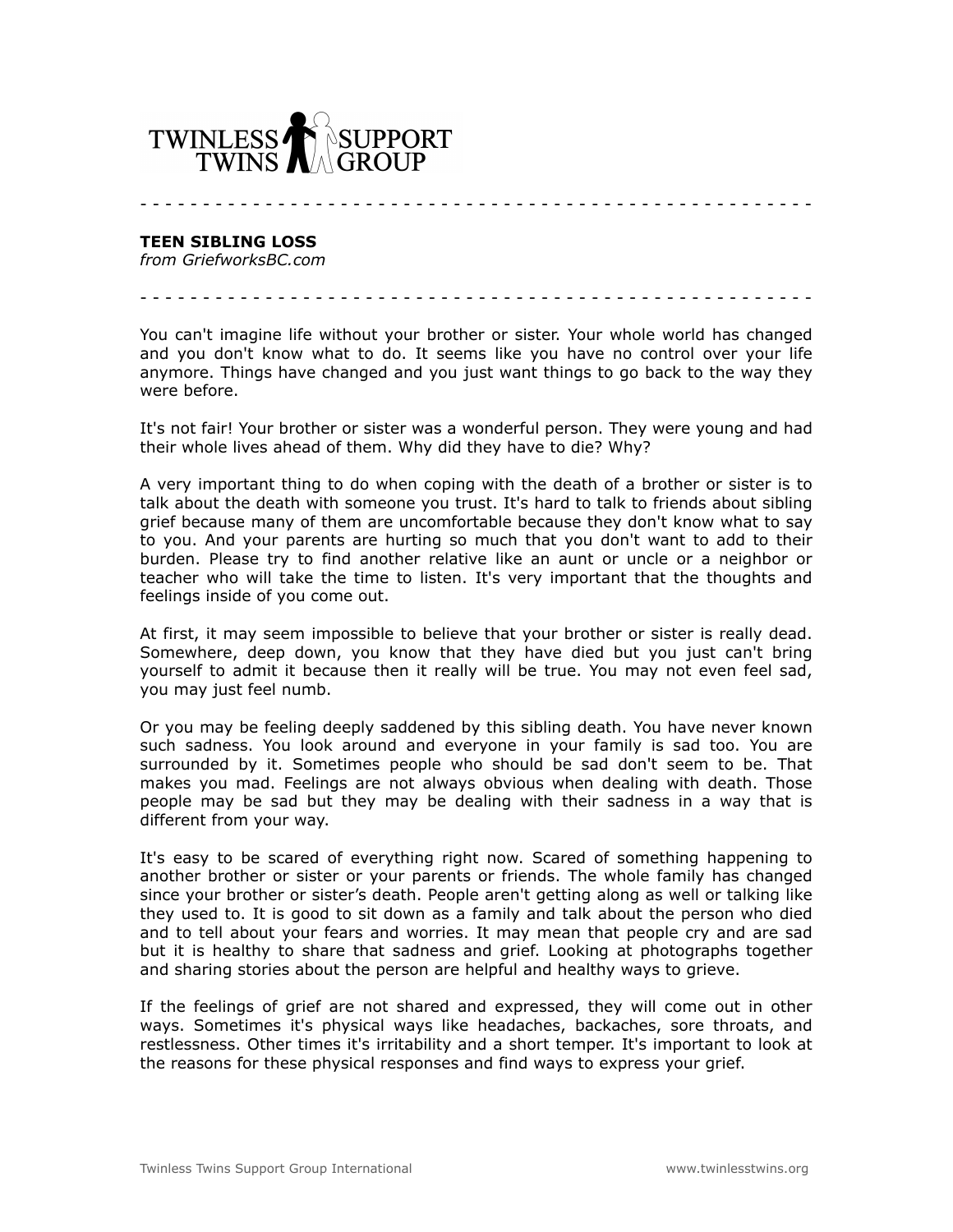TWINLESS TWINS SUPPORT GROUP

---

**TEEN SIBLING LOSS**
*from GriefworksBC.com*

---

You can't imagine life without your brother or sister. Your whole world has changed and you don't know what to do. It seems like you have no control over your life anymore. Things have changed and you just want things to go back to the way they were before.

It's not fair! Your brother or sister was a wonderful person. They were young and had their whole lives ahead of them. Why did they have to die? Why?

A very important thing to do when coping with the death of a brother or sister is to talk about the death with someone you trust. It's hard to talk to friends about sibling grief because many of them are uncomfortable because they don't know what to say to you. And your parents are hurting so much that you don't want to add to their burden. Please try to find another relative like an aunt or uncle or a neighbor or teacher who will take the time to listen. It's very important that the thoughts and feelings inside of you come out.

At first, it may seem impossible to believe that your brother or sister is really dead. Somewhere, deep down, you know that they have died but you just can't bring yourself to admit it because then it really will be true. You may not even feel sad, you may just feel numb.

Or you may be feeling deeply saddened by this sibling death. You have never known such sadness. You look around and everyone in your family is sad too. You are surrounded by it. Sometimes people who should be sad don't seem to be. That makes you mad. Feelings are not always obvious when dealing with death. Those people may be sad but they may be dealing with their sadness in a way that is different from your way.

It's easy to be scared of everything right now. Scared of something happening to another brother or sister or your parents or friends. The whole family has changed since your brother or sister's death. People aren't getting along as well or talking like they used to. It is good to sit down as a family and talk about the person who died and to tell about your fears and worries. It may mean that people cry and are sad but it is healthy to share that sadness and grief. Looking at photographs together and sharing stories about the person are helpful and healthy ways to grieve.

If the feelings of grief are not shared and expressed, they will come out in other ways. Sometimes it's physical ways like headaches, backaches, sore throats, and restlessness. Other times it's irritability and a short temper. It's important to look at the reasons for these physical responses and find ways to express your grief.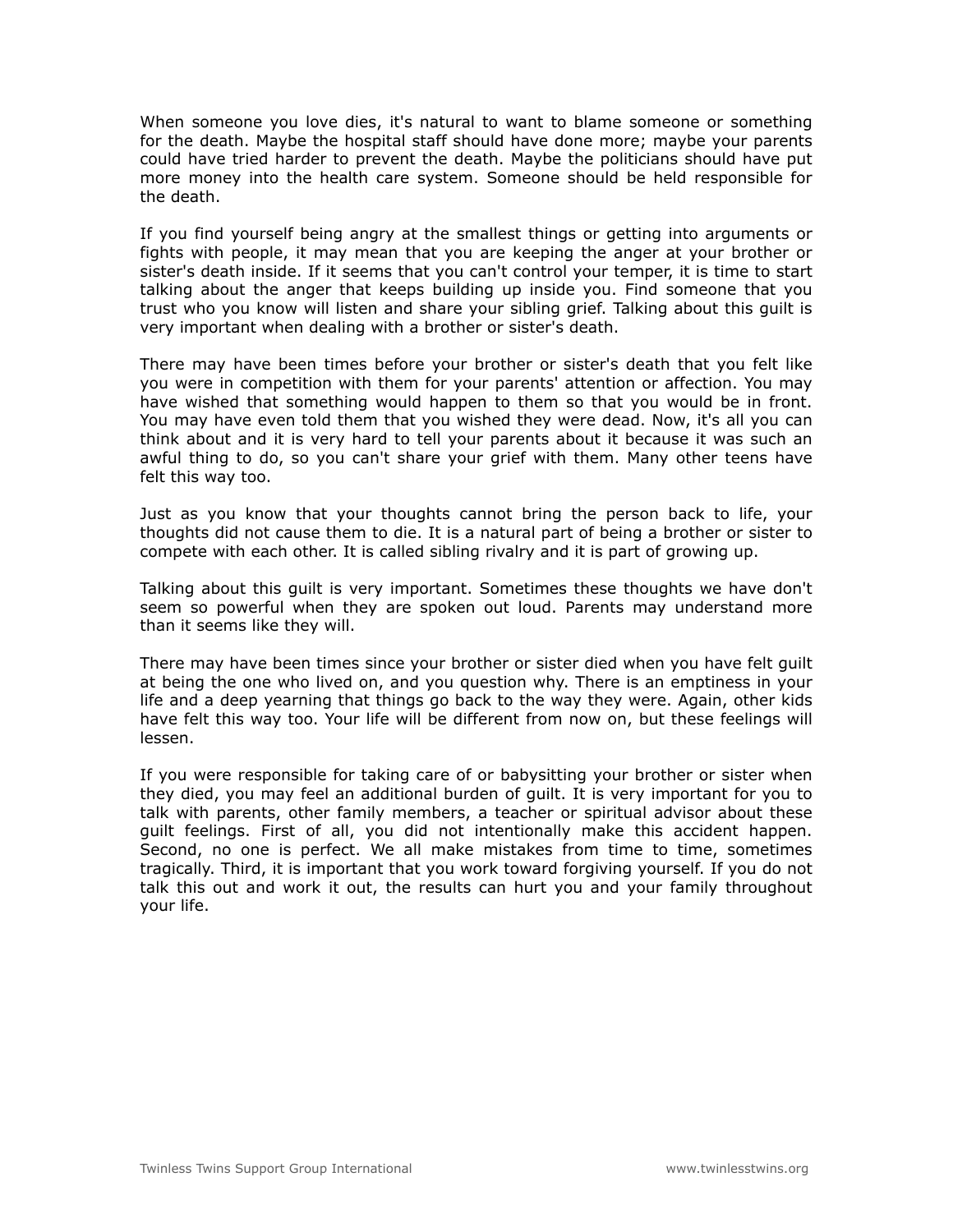When someone you love dies, it's natural to want to blame someone or something for the death. Maybe the hospital staff should have done more; maybe your parents could have tried harder to prevent the death. Maybe the politicians should have put more money into the health care system. Someone should be held responsible for the death.

If you find yourself being angry at the smallest things or getting into arguments or fights with people, it may mean that you are keeping the anger at your brother or sister's death inside. If it seems that you can't control your temper, it is time to start talking about the anger that keeps building up inside you. Find someone that you trust who you know will listen and share your sibling grief. Talking about this guilt is very important when dealing with a brother or sister's death.

There may have been times before your brother or sister's death that you felt like you were in competition with them for your parents' attention or affection. You may have wished that something would happen to them so that you would be in front. You may have even told them that you wished they were dead. Now, it's all you can think about and it is very hard to tell your parents about it because it was such an awful thing to do, so you can't share your grief with them. Many other teens have felt this way too.

Just as you know that your thoughts cannot bring the person back to life, your thoughts did not cause them to die. It is a natural part of being a brother or sister to compete with each other. It is called sibling rivalry and it is part of growing up.

Talking about this guilt is very important. Sometimes these thoughts we have don't seem so powerful when they are spoken out loud. Parents may understand more than it seems like they will.

There may have been times since your brother or sister died when you have felt guilt at being the one who lived on, and you question why. There is an emptiness in your life and a deep yearning that things go back to the way they were. Again, other kids have felt this way too. Your life will be different from now on, but these feelings will lessen.

If you were responsible for taking care of or babysitting your brother or sister when they died, you may feel an additional burden of guilt. It is very important for you to talk with parents, other family members, a teacher or spiritual advisor about these guilt feelings. First of all, you did not intentionally make this accident happen. Second, no one is perfect. We all make mistakes from time to time, sometimes tragically. Third, it is important that you work toward forgiving yourself. If you do not talk this out and work it out, the results can hurt you and your family throughout your life.